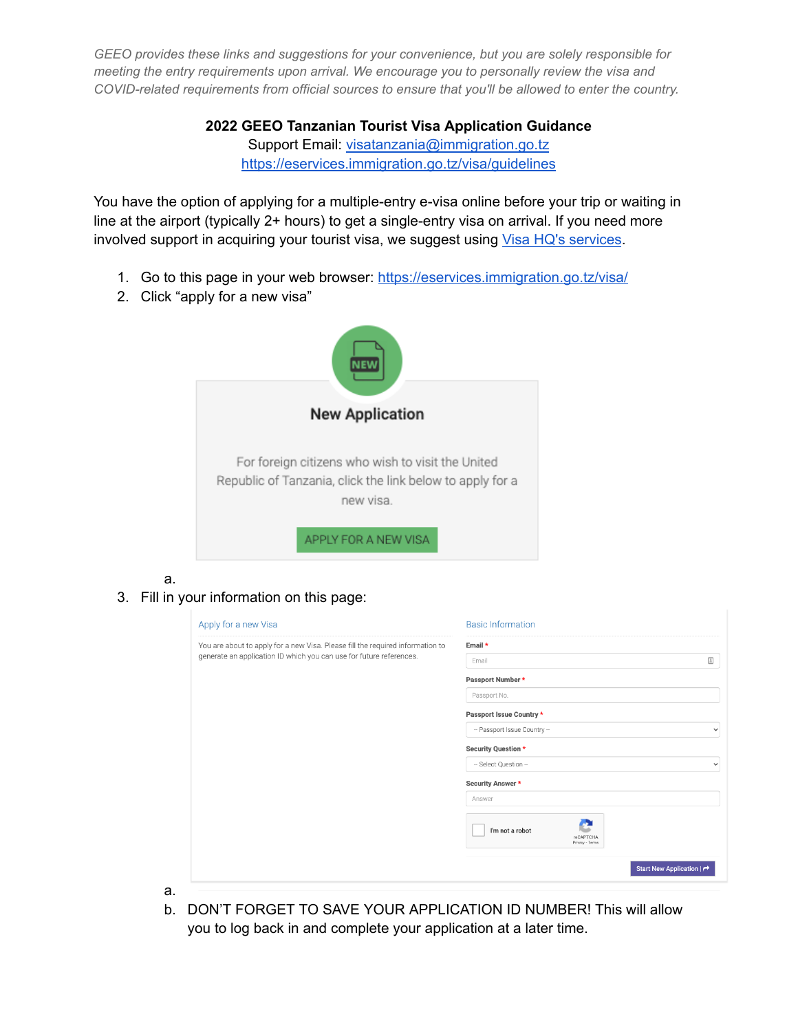*GEEO provides these links and suggestions for your convenience, but you are solely responsible for meeting the entry requirements upon arrival. We encourage you to personally review the visa and COVID-related requirements from official sources to ensure that you'll be allowed to enter the country.*

**2022 GEEO Tanzanian Tourist Visa Application Guidance**

Support Email: [visatanzania@immigration.go.tz](mailto:visatanzania@immigration.go.tz)

[https://eservices.immigration.go.tz/visa/guidelines](https://eservices.immigration.go.tz/visa/guidelines)

You have the option of applying for a multiple-entry e-visa online before your trip or waiting in line at the airport (typically 2+ hours) to get a single-entry visa on arrival. If you need more involved support in acquiring your tourist visa, we suggest using Visa HQ's services.

1. Go to this page in your web browser: [https://eservices.immigration.go.tz/visa/](https://eservices.immigration.go.tz/visa/)
2. Click "apply for a new visa"

   New Application

   For foreign citizens who wish to visit the United Republic of Tanzania, click the link below to apply for a new visa.

   APPLY FOR A NEW VISA

   a.
3. Fill in your information on this page:

   Apply for a new Visa

   You are about to apply for a new Visa. Please fill the required information to generate an application ID which you can use for future references.

   Basic Information

   Email *

   Passport Number *

   Passport Issue Country *

   Security Question *

   Security Answer *

   I'm not a robot

   Start New Application

   a.

   b. DON'T FORGET TO SAVE YOUR APPLICATION ID NUMBER! This will allow you to log back in and complete your application at a later time.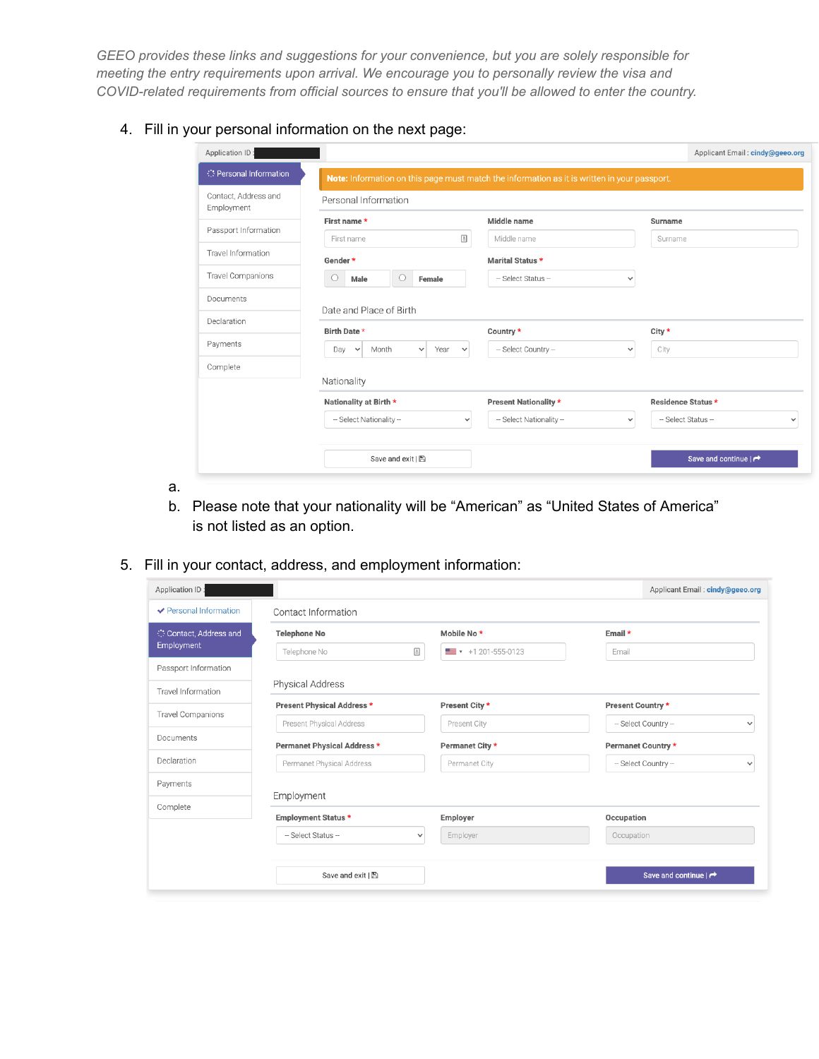*GEEO provides these links and suggestions for your convenience, but you are solely responsible for meeting the entry requirements upon arrival. We encourage you to personally review the visa and COVID-related requirements from official sources to ensure that you'll be allowed to enter the country.*

4. Fill in your personal information on the next page:

    a.

    b. Please note that your nationality will be "American" as "United States of America" is not listed as an option.

5. Fill in your contact, address, and employment information: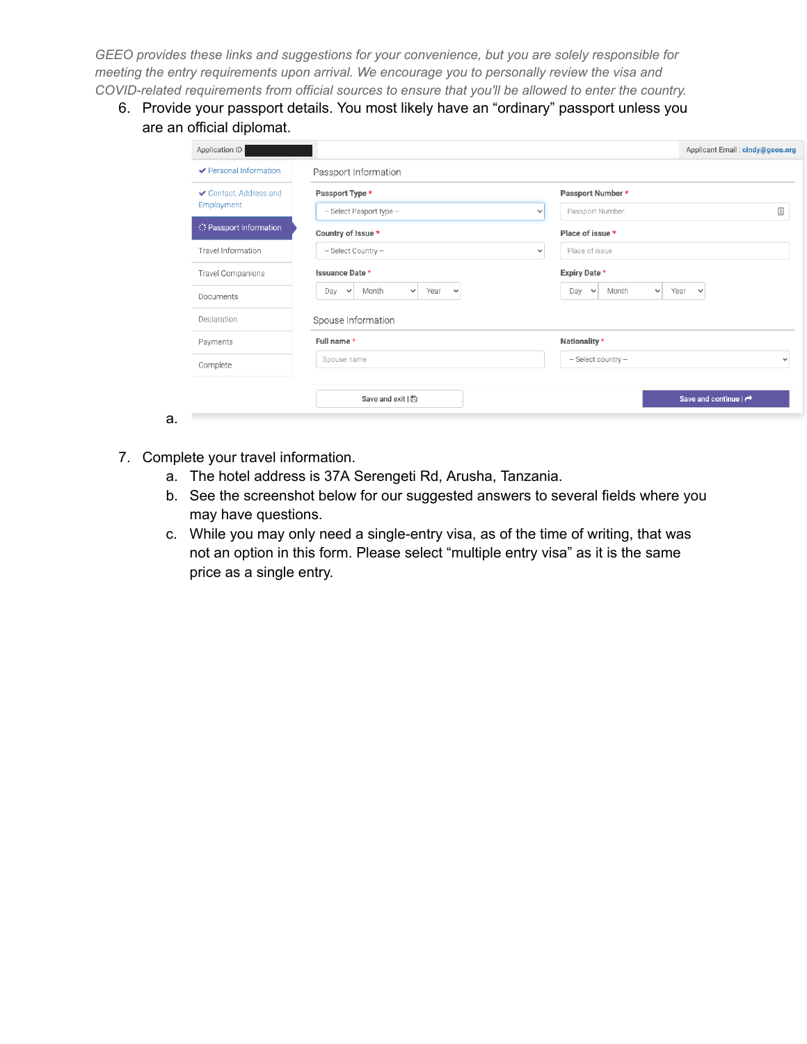*GEEO provides these links and suggestions for your convenience, but you are solely responsible for meeting the entry requirements upon arrival. We encourage you to personally review the visa and COVID-related requirements from official sources to ensure that you'll be allowed to enter the country.*

6. Provide your passport details. You most likely have an "ordinary" passport unless you are an official diplomat.
   a.

7. Complete your travel information.
   a. The hotel address is 37A Serengeti Rd, Arusha, Tanzania.
   b. See the screenshot below for our suggested answers to several fields where you may have questions.
   c. While you may only need a single-entry visa, as of the time of writing, that was not an option in this form. Please select "multiple entry visa" as it is the same price as a single entry.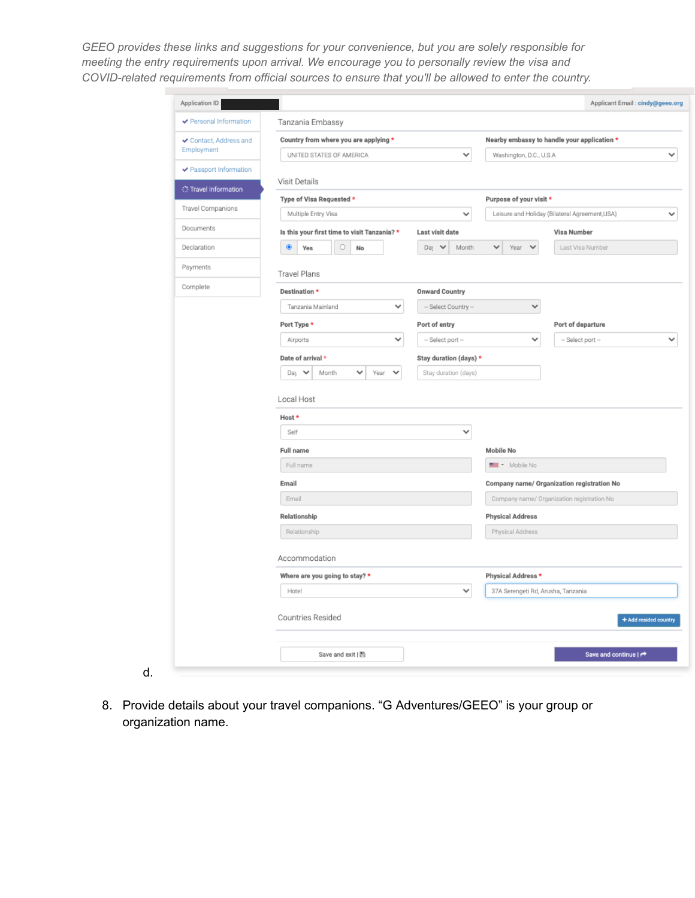*GEEO provides these links and suggestions for your convenience, but you are solely responsible for meeting the entry requirements upon arrival. We encourage you to personally review the visa and COVID-related requirements from official sources to ensure that you'll be allowed to enter the country.*

d.

8. Provide details about your travel companions. "G Adventures/GEEO" is your group or organization name.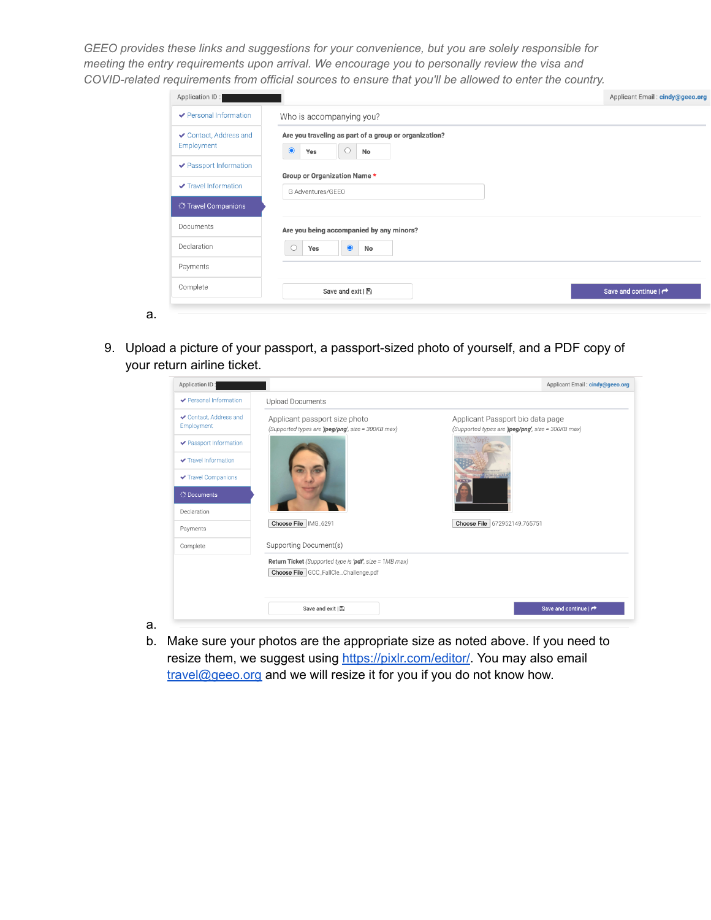*GEEO provides these links and suggestions for your convenience, but you are solely responsible for meeting the entry requirements upon arrival. We encourage you to personally review the visa and COVID-related requirements from official sources to ensure that you'll be allowed to enter the country.*

a.

9. Upload a picture of your passport, a passport-sized photo of yourself, and a PDF copy of your return airline ticket.

   a.

   b. Make sure your photos are the appropriate size as noted above. If you need to resize them, we suggest using https://pixlr.com/editor/. You may also email travel@geeo.org and we will resize it for you if you do not know how.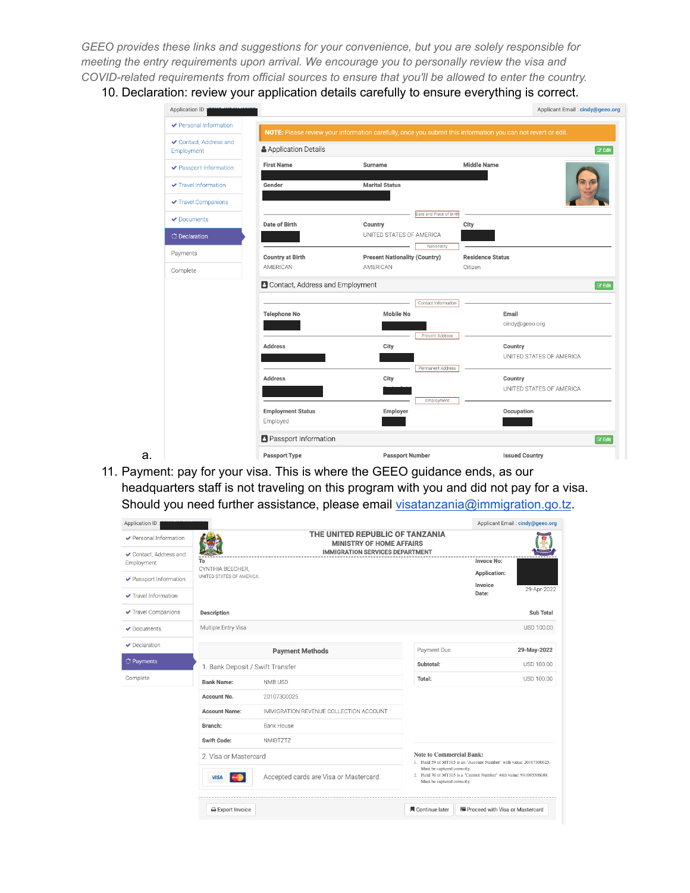*GEEO provides these links and suggestions for your convenience, but you are solely responsible for meeting the entry requirements upon arrival. We encourage you to personally review the visa and COVID-related requirements from official sources to ensure that you'll be allowed to enter the country.*

10. Declaration: review your application details carefully to ensure everything is correct.

    a.

11. Payment: pay for your visa. This is where the GEEO guidance ends, as our headquarters staff is not traveling on this program with you and did not pay for a visa. Should you need further assistance, please email visatanzania@immigration.go.tz.